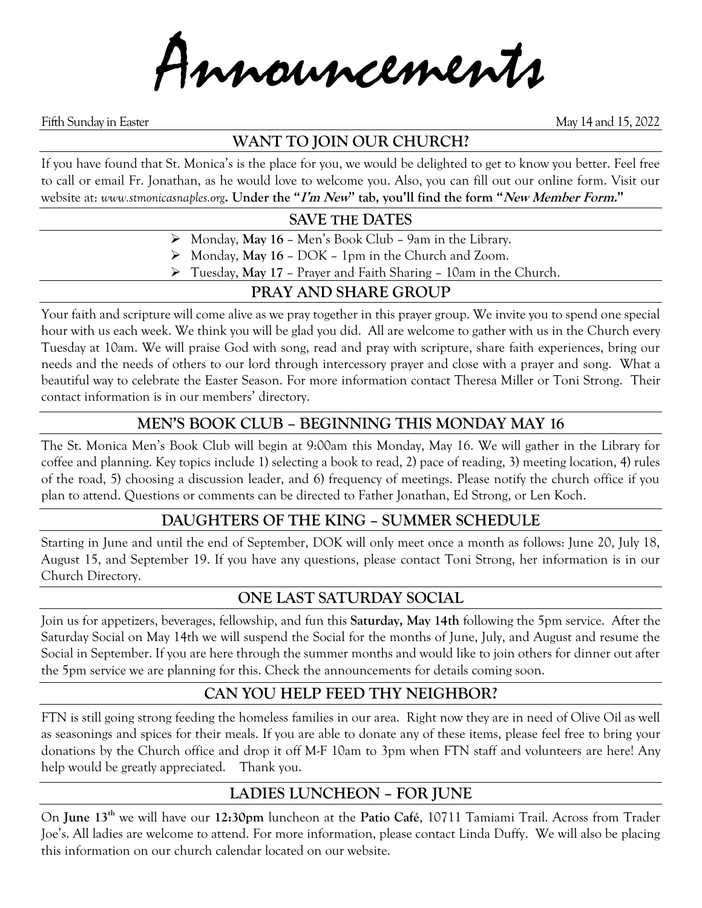# Announcements

Fifth Sunday in Easter May 14 and 15, 2022

## WANT TO JOIN OUR CHURCH?

If you have found that St. Monica's is the place for you, we would be delighted to get to know you better. Feel free to call or email Fr. Jonathan, as he would love to welcome you. Also, you can fill out our online form. Visit our website at: *www.stmonicasnaples.org*. **Under the "*I'm New*" tab, you'll find the form "*New Member Form.*"**

## SAVE THE DATES

- Monday, **May 16** – Men's Book Club – 9am in the Library.
- Monday, **May 16** – DOK – 1pm in the Church and Zoom.
- Tuesday, **May 17** – Prayer and Faith Sharing – 10am in the Church.

## PRAY AND SHARE GROUP

Your faith and scripture will come alive as we pray together in this prayer group. We invite you to spend one special hour with us each week. We think you will be glad you did. All are welcome to gather with us in the Church every Tuesday at 10am. We will praise God with song, read and pray with scripture, share faith experiences, bring our needs and the needs of others to our lord through intercessory prayer and close with a prayer and song. What a beautiful way to celebrate the Easter Season. For more information contact Theresa Miller or Toni Strong. Their contact information is in our members' directory.

## MEN'S BOOK CLUB – BEGINNING THIS MONDAY MAY 16

The St. Monica Men's Book Club will begin at 9:00am this Monday, May 16. We will gather in the Library for coffee and planning. Key topics include 1) selecting a book to read, 2) pace of reading, 3) meeting location, 4) rules of the road, 5) choosing a discussion leader, and 6) frequency of meetings. Please notify the church office if you plan to attend. Questions or comments can be directed to Father Jonathan, Ed Strong, or Len Koch.

## DAUGHTERS OF THE KING – SUMMER SCHEDULE

Starting in June and until the end of September, DOK will only meet once a month as follows: June 20, July 18, August 15, and September 19. If you have any questions, please contact Toni Strong, her information is in our Church Directory.

## ONE LAST SATURDAY SOCIAL

Join us for appetizers, beverages, fellowship, and fun this **Saturday, May 14th** following the 5pm service. After the Saturday Social on May 14th we will suspend the Social for the months of June, July, and August and resume the Social in September. If you are here through the summer months and would like to join others for dinner out after the 5pm service we are planning for this. Check the announcements for details coming soon.

## CAN YOU HELP FEED THY NEIGHBOR?

FTN is still going strong feeding the homeless families in our area. Right now they are in need of Olive Oil as well as seasonings and spices for their meals. If you are able to donate any of these items, please feel free to bring your donations by the Church office and drop it off M-F 10am to 3pm when FTN staff and volunteers are here! Any help would be greatly appreciated. Thank you.

## LADIES LUNCHEON – FOR JUNE

On **June 13th** we will have our **12:30pm** luncheon at the **Patio Café**, 10711 Tamiami Trail. Across from Trader Joe's. All ladies are welcome to attend. For more information, please contact Linda Duffy. We will also be placing this information on our church calendar located on our website.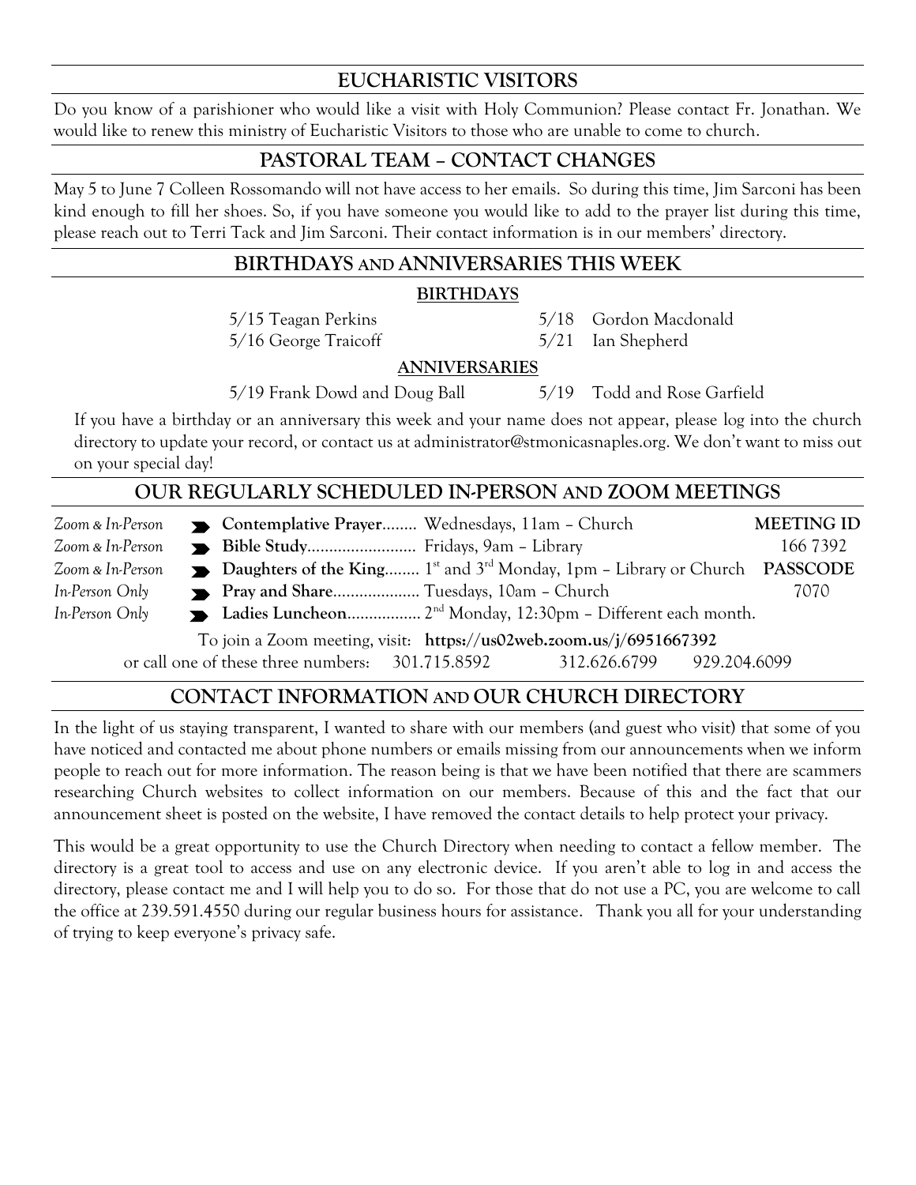## EUCHARISTIC VISITORS

Do you know of a parishioner who would like a visit with Holy Communion? Please contact Fr. Jonathan. We would like to renew this ministry of Eucharistic Visitors to those who are unable to come to church.

## PASTORAL TEAM – CONTACT CHANGES

May 5 to June 7 Colleen Rossomando will not have access to her emails. So during this time, Jim Sarconi has been kind enough to fill her shoes. So, if you have someone you would like to add to the prayer list during this time, please reach out to Terri Tack and Jim Sarconi. Their contact information is in our members' directory.

## BIRTHDAYS AND ANNIVERSARIES THIS WEEK

### BIRTHDAYS

5/15 Teagan Perkins
5/16 George Traicoff
5/18 Gordon Macdonald
5/21 Ian Shepherd

### ANNIVERSARIES

5/19 Frank Dowd and Doug Ball
5/19 Todd and Rose Garfield

If you have a birthday or an anniversary this week and your name does not appear, please log into the church directory to update your record, or contact us at administrator@stmonicasnaples.org. We don't want to miss out on your special day!

## OUR REGULARLY SCHEDULED IN-PERSON AND ZOOM MEETINGS

| | | | |
|---|---|---|---|
| *Zoom & In-Person* | **Contemplative Prayer** | Wednesdays, 11am – Church | **MEETING ID** |
| *Zoom & In-Person* | **Bible Study** | Fridays, 9am – Library | 166 7392 |
| *Zoom & In-Person* | **Daughters of the King** | 1st and 3rd Monday, 1pm – Library or Church | **PASSCODE** |
| *In-Person Only* | **Pray and Share** | Tuesdays, 10am – Church | 7070 |
| *In-Person Only* | **Ladies Luncheon** | 2nd Monday, 12:30pm – Different each month. | |

To join a Zoom meeting, visit: **https://us02web.zoom.us/j/6951667392**
or call one of these three numbers: 301.715.8592 312.626.6799 929.204.6099

## CONTACT INFORMATION AND OUR CHURCH DIRECTORY

In the light of us staying transparent, I wanted to share with our members (and guest who visit) that some of you have noticed and contacted me about phone numbers or emails missing from our announcements when we inform people to reach out for more information. The reason being is that we have been notified that there are scammers researching Church websites to collect information on our members. Because of this and the fact that our announcement sheet is posted on the website, I have removed the contact details to help protect your privacy.

This would be a great opportunity to use the Church Directory when needing to contact a fellow member. The directory is a great tool to access and use on any electronic device. If you aren't able to log in and access the directory, please contact me and I will help you to do so. For those that do not use a PC, you are welcome to call the office at 239.591.4550 during our regular business hours for assistance. Thank you all for your understanding of trying to keep everyone's privacy safe.